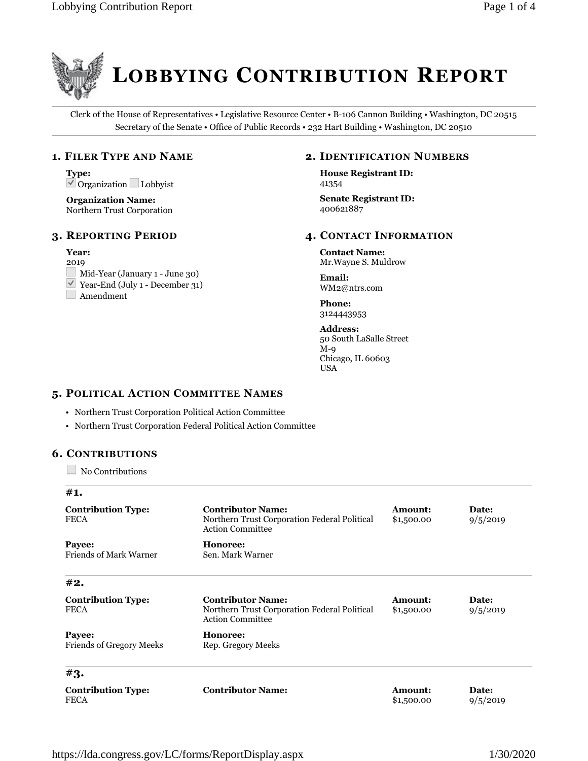# LOBBYING CONTRIBUTION REPORT

Clerk of the House of Representatives • Legislative Resource Center • B-106 Cannon Building • Washington, DC 20515
Secretary of the Senate • Office of Public Records • 232 Hart Building • Washington, DC 20510

## 1. FILER TYPE AND NAME

**Type:**
☑ Organization ☐ Lobbyist

**Organization Name:**
Northern Trust Corporation

## 2. IDENTIFICATION NUMBERS

**House Registrant ID:**
41354

**Senate Registrant ID:**
400621887

## 3. REPORTING PERIOD

**Year:**
2019

☐ Mid-Year (January 1 - June 30)
☑ Year-End (July 1 - December 31)
☐ Amendment

## 4. CONTACT INFORMATION

**Contact Name:**
Mr.Wayne S. Muldrow

**Email:**
WM2@ntrs.com

**Phone:**
3124443953

**Address:**
50 South LaSalle Street
M-9
Chicago, IL 60603
USA

## 5. POLITICAL ACTION COMMITTEE NAMES

- Northern Trust Corporation Political Action Committee
- Northern Trust Corporation Federal Political Action Committee

## 6. CONTRIBUTIONS

☐ No Contributions

### #1.

**Contribution Type:** FECA

**Contributor Name:** Northern Trust Corporation Federal Political Action Committee

**Amount:** $1,500.00

**Date:** 9/5/2019

**Payee:** Friends of Mark Warner

**Honoree:** Sen. Mark Warner

### #2.

**Contribution Type:** FECA

**Contributor Name:** Northern Trust Corporation Federal Political Action Committee

**Amount:** $1,500.00

**Date:** 9/5/2019

**Payee:** Friends of Gregory Meeks

**Honoree:** Rep. Gregory Meeks

### #3.

**Contribution Type:** FECA

**Contributor Name:**

**Amount:** $1,500.00

**Date:** 9/5/2019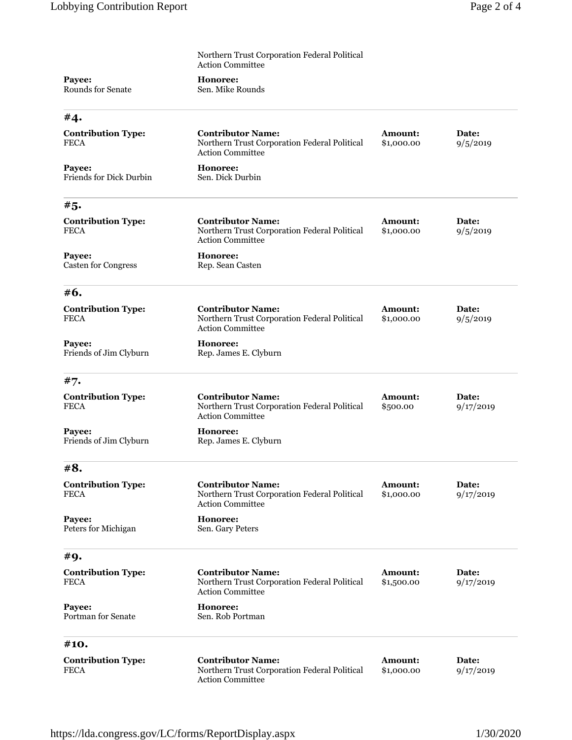Northern Trust Corporation Federal Political Action Committee

**Payee:**
Rounds for Senate

**Honoree:**
Sen. Mike Rounds

---

### #4.

**Contribution Type:** FECA

**Contributor Name:** Northern Trust Corporation Federal Political Action Committee

**Amount:** $1,000.00

**Date:** 9/5/2019

**Payee:** Friends for Dick Durbin

**Honoree:** Sen. Dick Durbin

---

### #5.

**Contribution Type:** FECA

**Contributor Name:** Northern Trust Corporation Federal Political Action Committee

**Amount:** $1,000.00

**Date:** 9/5/2019

**Payee:** Casten for Congress

**Honoree:** Rep. Sean Casten

---

### #6.

**Contribution Type:** FECA

**Contributor Name:** Northern Trust Corporation Federal Political Action Committee

**Amount:** $1,000.00

**Date:** 9/5/2019

**Payee:** Friends of Jim Clyburn

**Honoree:** Rep. James E. Clyburn

---

### #7.

**Contribution Type:** FECA

**Contributor Name:** Northern Trust Corporation Federal Political Action Committee

**Amount:** $500.00

**Date:** 9/17/2019

**Payee:** Friends of Jim Clyburn

**Honoree:** Rep. James E. Clyburn

---

### #8.

**Contribution Type:** FECA

**Contributor Name:** Northern Trust Corporation Federal Political Action Committee

**Amount:** $1,000.00

**Date:** 9/17/2019

**Payee:** Peters for Michigan

**Honoree:** Sen. Gary Peters

---

### #9.

**Contribution Type:** FECA

**Contributor Name:** Northern Trust Corporation Federal Political Action Committee

**Amount:** $1,500.00

**Date:** 9/17/2019

**Payee:** Portman for Senate

**Honoree:** Sen. Rob Portman

---

### #10.

**Contribution Type:** FECA

**Contributor Name:** Northern Trust Corporation Federal Political Action Committee

**Amount:** $1,000.00

**Date:** 9/17/2019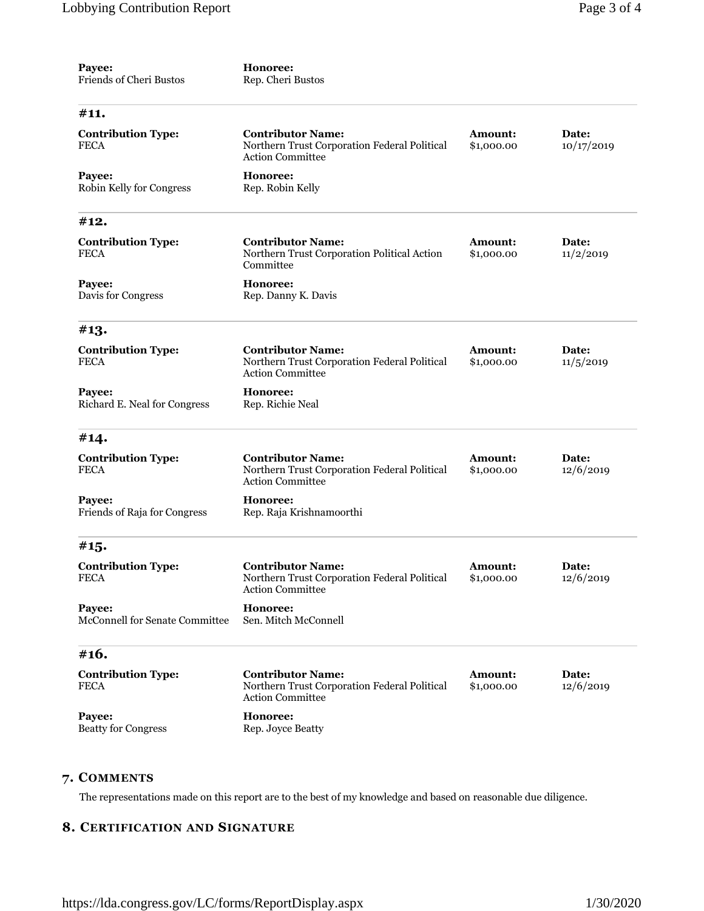**Payee:**
Friends of Cheri Bustos

**Honoree:**
Rep. Cheri Bustos

---

### #11.

| | | | |
|---|---|---|---|
| **Contribution Type:** FECA | **Contributor Name:** Northern Trust Corporation Federal Political Action Committee | **Amount:** $1,000.00 | **Date:** 10/17/2019 |
| **Payee:** Robin Kelly for Congress | **Honoree:** Rep. Robin Kelly | | |

### #12.

| | | | |
|---|---|---|---|
| **Contribution Type:** FECA | **Contributor Name:** Northern Trust Corporation Political Action Committee | **Amount:** $1,000.00 | **Date:** 11/2/2019 |
| **Payee:** Davis for Congress | **Honoree:** Rep. Danny K. Davis | | |

### #13.

| | | | |
|---|---|---|---|
| **Contribution Type:** FECA | **Contributor Name:** Northern Trust Corporation Federal Political Action Committee | **Amount:** $1,000.00 | **Date:** 11/5/2019 |
| **Payee:** Richard E. Neal for Congress | **Honoree:** Rep. Richie Neal | | |

### #14.

| | | | |
|---|---|---|---|
| **Contribution Type:** FECA | **Contributor Name:** Northern Trust Corporation Federal Political Action Committee | **Amount:** $1,000.00 | **Date:** 12/6/2019 |
| **Payee:** Friends of Raja for Congress | **Honoree:** Rep. Raja Krishnamoorthi | | |

### #15.

| | | | |
|---|---|---|---|
| **Contribution Type:** FECA | **Contributor Name:** Northern Trust Corporation Federal Political Action Committee | **Amount:** $1,000.00 | **Date:** 12/6/2019 |
| **Payee:** McConnell for Senate Committee | **Honoree:** Sen. Mitch McConnell | | |

### #16.

| | | | |
|---|---|---|---|
| **Contribution Type:** FECA | **Contributor Name:** Northern Trust Corporation Federal Political Action Committee | **Amount:** $1,000.00 | **Date:** 12/6/2019 |
| **Payee:** Beatty for Congress | **Honoree:** Rep. Joyce Beatty | | |

## 7. Comments

The representations made on this report are to the best of my knowledge and based on reasonable due diligence.

## 8. Certification and Signature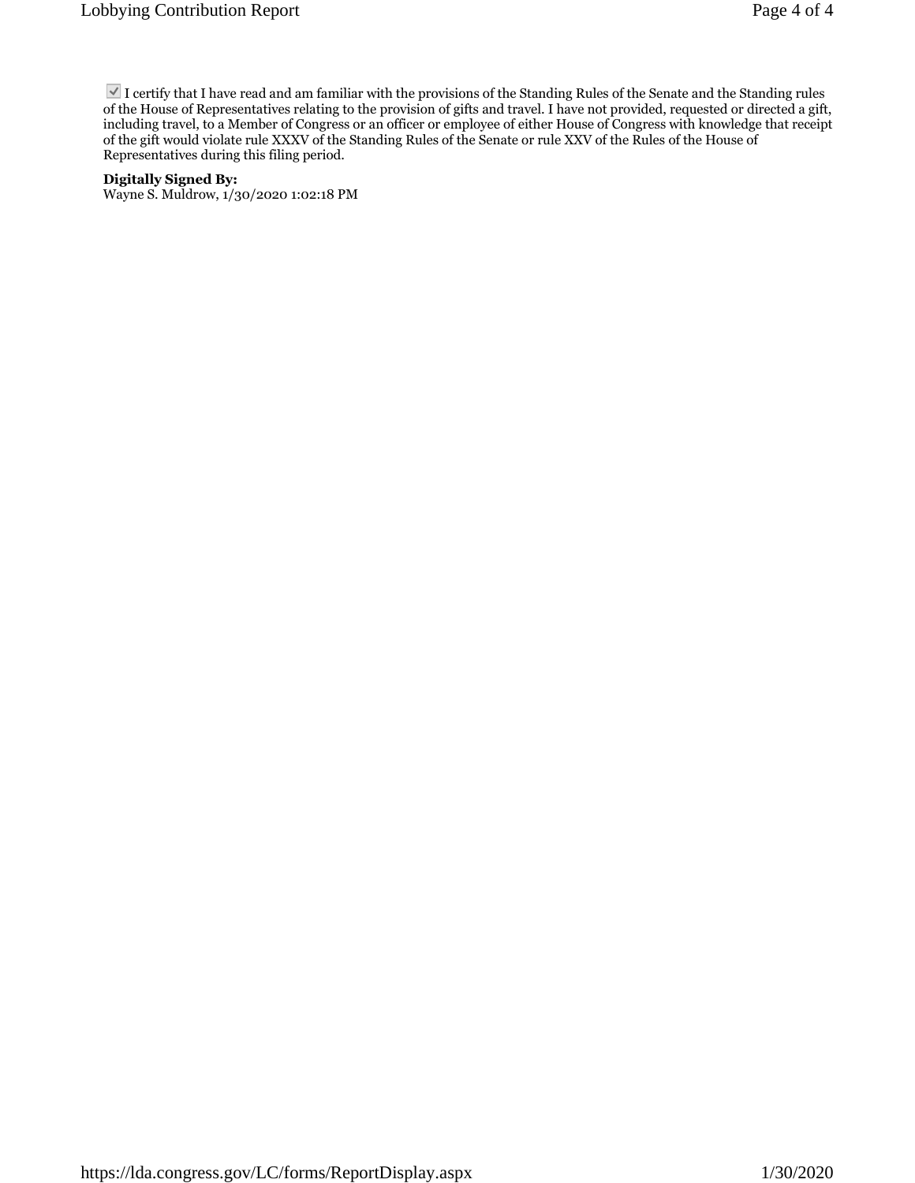☑ I certify that I have read and am familiar with the provisions of the Standing Rules of the Senate and the Standing rules of the House of Representatives relating to the provision of gifts and travel. I have not provided, requested or directed a gift, including travel, to a Member of Congress or an officer or employee of either House of Congress with knowledge that receipt of the gift would violate rule XXXV of the Standing Rules of the Senate or rule XXV of the Rules of the House of Representatives during this filing period.

**Digitally Signed By:**
Wayne S. Muldrow, 1/30/2020 1:02:18 PM